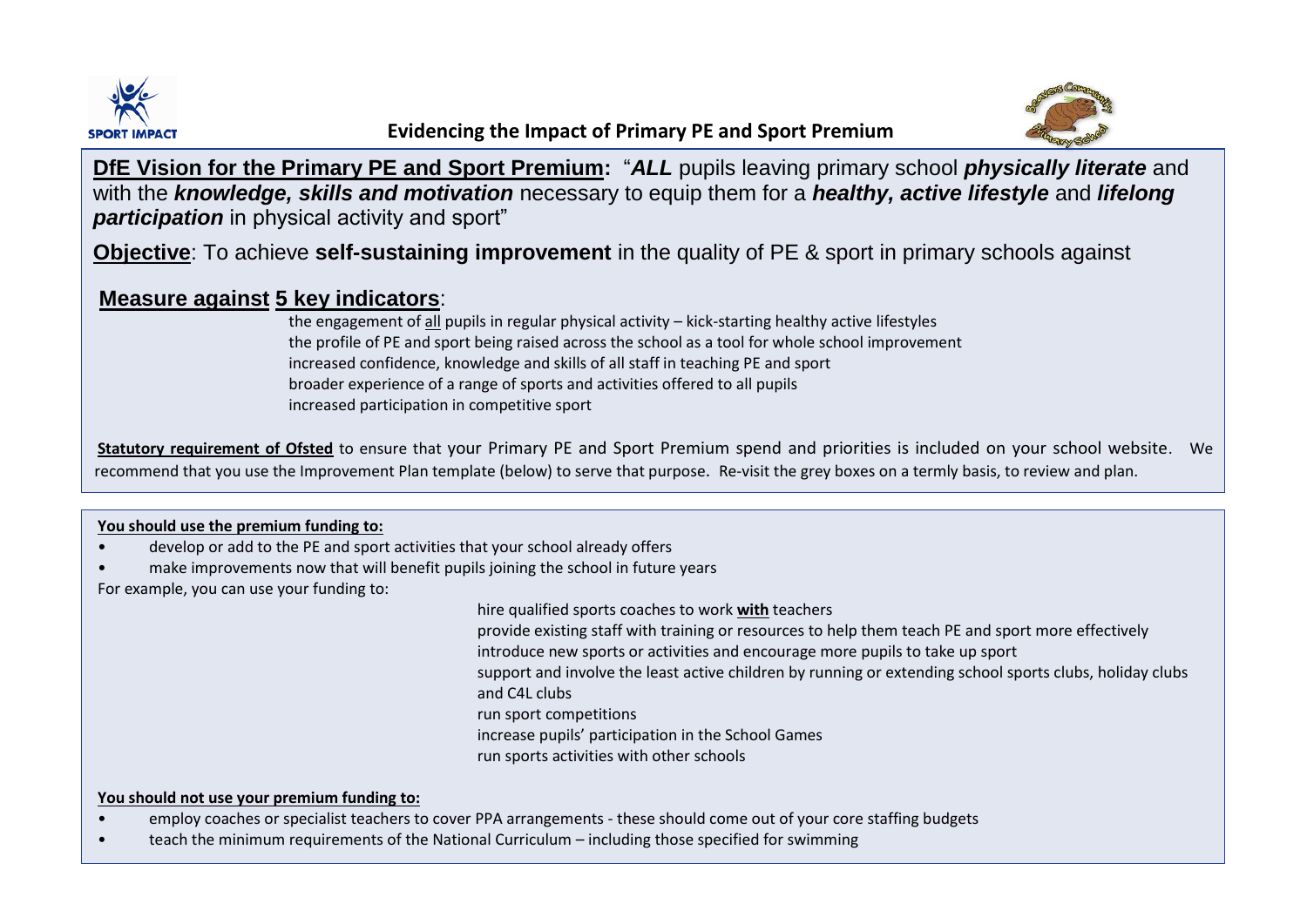# Evidencing the Impact of Primary PE and Sport Premium

**DfE Vision for the Primary PE and Sport Premium:** "***ALL*** pupils leaving primary school ***physically literate*** and with the ***knowledge, skills and motivation*** necessary to equip them for a ***healthy, active lifestyle*** and ***lifelong participation*** in physical activity and sport"

**Objective**: To achieve **self-sustaining improvement** in the quality of PE & sport in primary schools against

**Measure against 5 key indicators**:

- the engagement of all pupils in regular physical activity – kick-starting healthy active lifestyles
- the profile of PE and sport being raised across the school as a tool for whole school improvement
- increased confidence, knowledge and skills of all staff in teaching PE and sport
- broader experience of a range of sports and activities offered to all pupils
- increased participation in competitive sport

**Statutory requirement of Ofsted** to ensure that your Primary PE and Sport Premium spend and priorities is included on your school website. We recommend that you use the Improvement Plan template (below) to serve that purpose. Re-visit the grey boxes on a termly basis, to review and plan.

**You should use the premium funding to:**

- develop or add to the PE and sport activities that your school already offers
- make improvements now that will benefit pupils joining the school in future years

For example, you can use your funding to:

- hire qualified sports coaches to work **with** teachers
- provide existing staff with training or resources to help them teach PE and sport more effectively
- introduce new sports or activities and encourage more pupils to take up sport
- support and involve the least active children by running or extending school sports clubs, holiday clubs and C4L clubs
- run sport competitions
- increase pupils' participation in the School Games
- run sports activities with other schools

**You should not use your premium funding to:**

- employ coaches or specialist teachers to cover PPA arrangements - these should come out of your core staffing budgets
- teach the minimum requirements of the National Curriculum – including those specified for swimming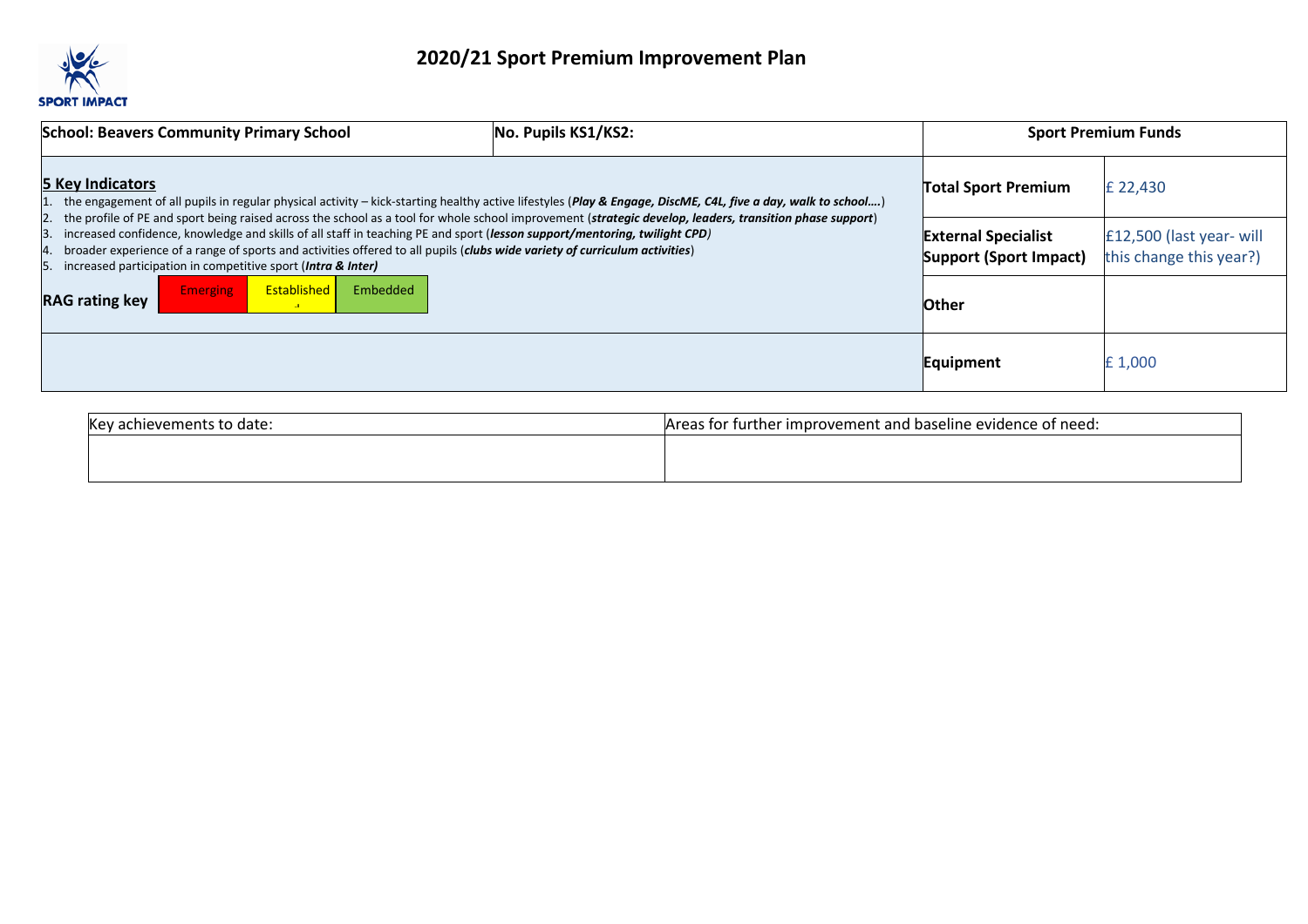# 2020/21 Sport Premium Improvement Plan

| School: Beavers Community Primary School | No. Pupils KS1/KS2: | Sport Premium Funds | |
|---|---|---|---|
| **5 Key Indicators**<br>1. the engagement of all pupils in regular physical activity – kick-starting healthy active lifestyles (***Play & Engage, DiscME, C4L, five a day, walk to school….***)<br>2. the profile of PE and sport being raised across the school as a tool for whole school improvement (***strategic develop, leaders, transition phase support***)<br>3. increased confidence, knowledge and skills of all staff in teaching PE and sport (***lesson support/mentoring, twilight CPD)***<br>4. broader experience of a range of sports and activities offered to all pupils (***clubs wide variety of curriculum activities***)<br>5. increased participation in competitive sport (***Intra & Inter)*** | | **Total Sport Premium** | £ 22,430 |
| | | **External Specialist Support (Sport Impact)** | £12,500 (last year- will this change this year?) |
| **RAG rating key** Emerging / Established / Embedded | | **Other** | |
| | | **Equipment** | £ 1,000 |

| Key achievements to date: | Areas for further improvement and baseline evidence of need: |
|---|---|
| | |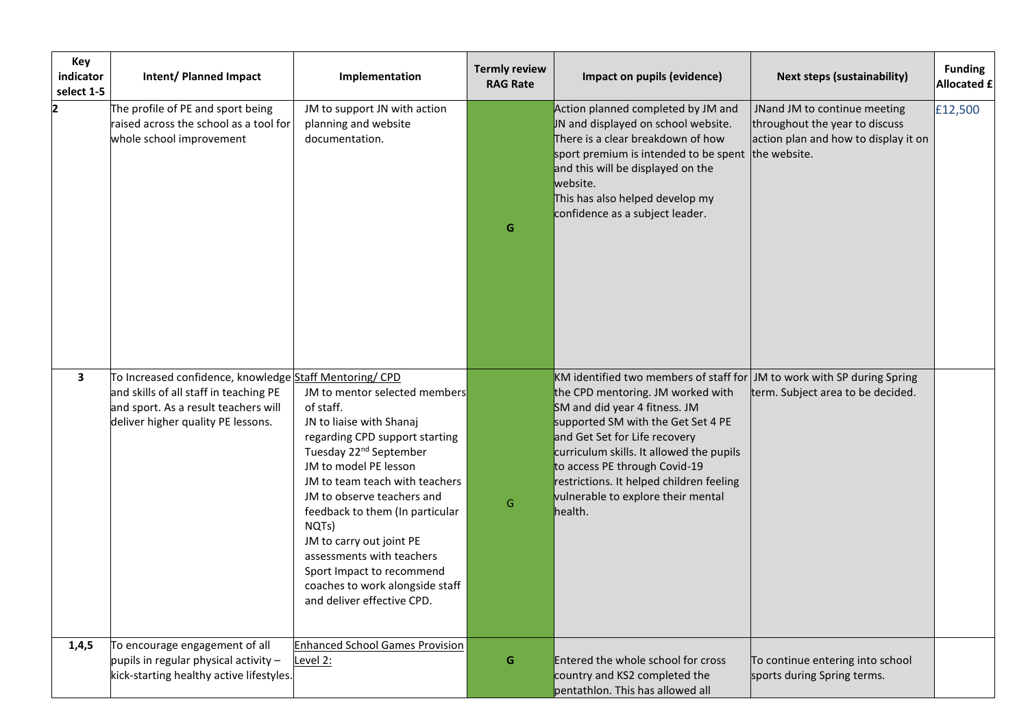| Key indicator select 1-5 | Intent/ Planned Impact | Implementation | Termly review RAG Rate | Impact on pupils (evidence) | Next steps (sustainability) | Funding Allocated £ |
|---|---|---|---|---|---|---|
| 2 | The profile of PE and sport being raised across the school as a tool for whole school improvement | JM to support JN with action planning and website documentation. | G | Action planned completed by JM and JN and displayed on school website. There is a clear breakdown of how sport premium is intended to be spent and this will be displayed on the website.<br>This has also helped develop my confidence as a subject leader. | JNand JM to continue meeting throughout the year to discuss action plan and how to display it on the website. | £12,500 |
| 3 | To Increased confidence, knowledge and skills of all staff in teaching PE and sport. As a result teachers will deliver higher quality PE lessons. | Staff Mentoring/ CPD<br>JM to mentor selected members of staff.<br>JN to liaise with Shanaj regarding CPD support starting Tuesday 22nd September<br>JM to model PE lesson<br>JM to team teach with teachers<br>JM to observe teachers and feedback to them (In particular NQTs)<br>JM to carry out joint PE assessments with teachers<br>Sport Impact to recommend coaches to work alongside staff and deliver effective CPD. | G | KM identified two members of staff for the CPD mentoring. JM worked with SM and did year 4 fitness. JM supported SM with the Get Set 4 PE and Get Set for Life recovery curriculum skills. It allowed the pupils to access PE through Covid-19 restrictions. It helped children feeling vulnerable to explore their mental health. | JM to work with SP during Spring term. Subject area to be decided. | |
| 1,4,5 | To encourage engagement of all pupils in regular physical activity – kick-starting healthy active lifestyles. | Enhanced School Games Provision Level 2: | G | Entered the whole school for cross country and KS2 completed the pentathlon. This has allowed all | To continue entering into school sports during Spring terms. | |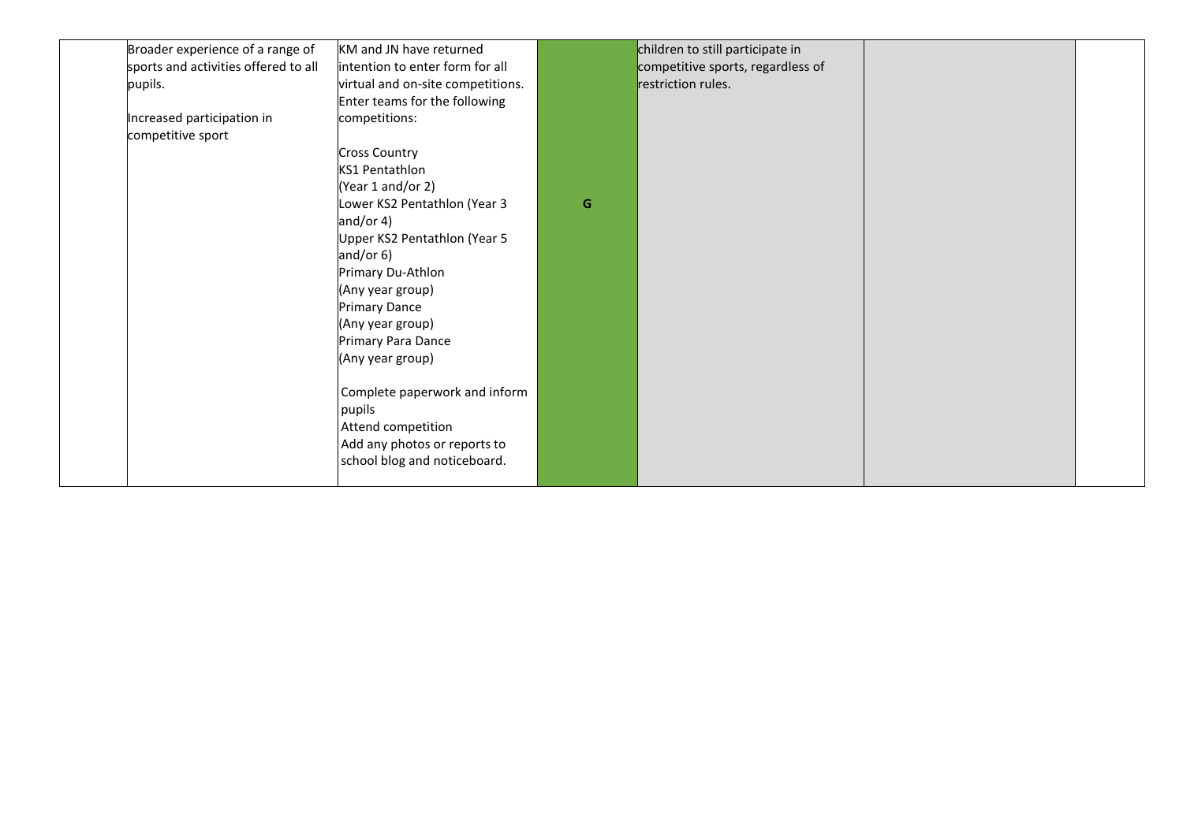|  |  |  |  |  |  |  |
|---|---|---|---|---|---|---|
|  | Broader experience of a range of sports and activities offered to all pupils.<br><br>Increased participation in competitive sport | KM and JN have returned intention to enter form for all virtual and on-site competitions.<br>Enter teams for the following competitions:<br><br>Cross Country<br>KS1 Pentathlon (Year 1 and/or 2)<br>Lower KS2 Pentathlon (Year 3 and/or 4)<br>Upper KS2 Pentathlon (Year 5 and/or 6)<br>Primary Du-Athlon (Any year group)<br>Primary Dance (Any year group)<br>Primary Para Dance (Any year group)<br><br>Complete paperwork and inform pupils<br>Attend competition<br>Add any photos or reports to school blog and noticeboard. | **G** | children to still participate in competitive sports, regardless of restriction rules. |  |  |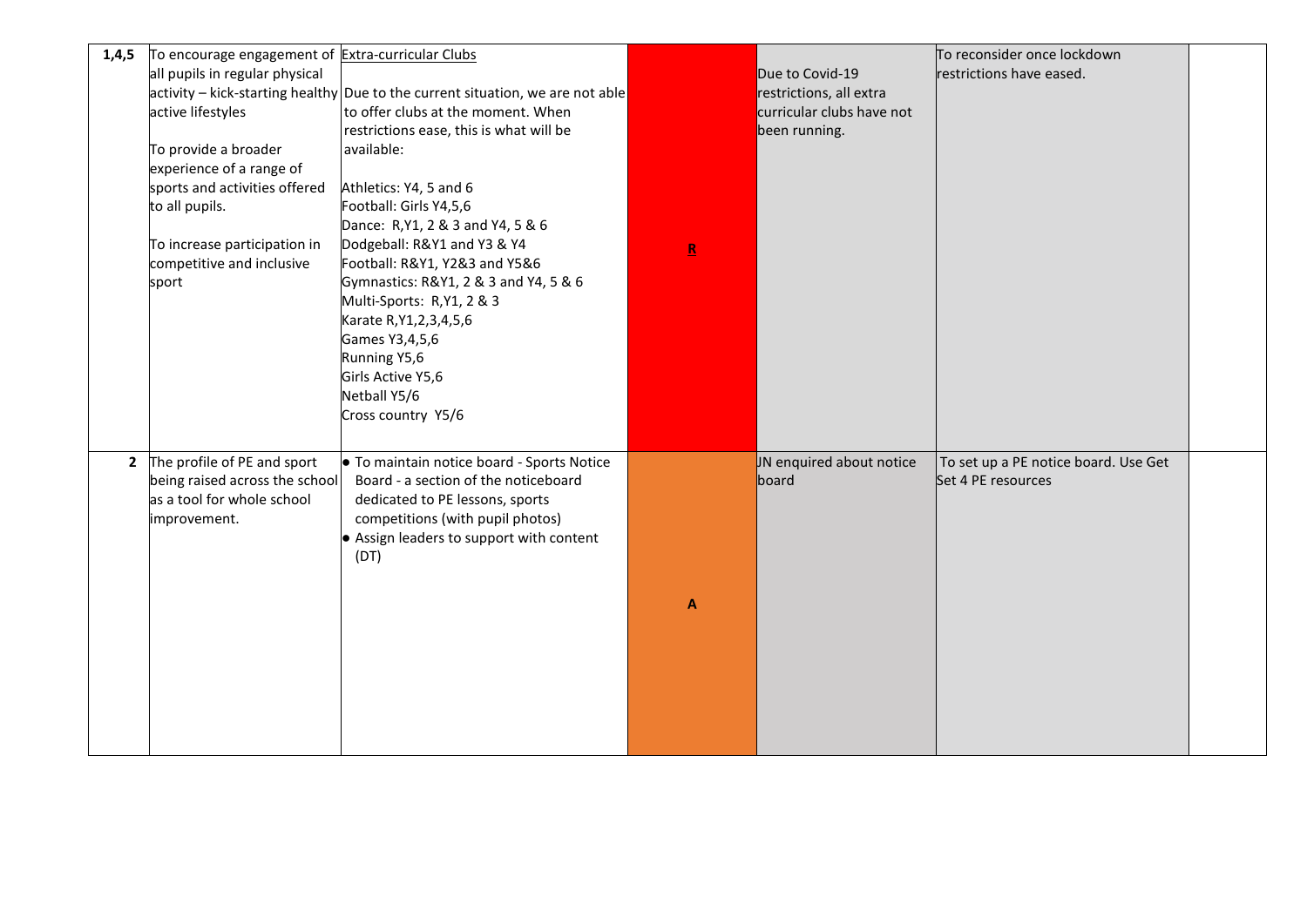| | | | | | | |
|---|---|---|---|---|---|---|
| **1,4,5** | To encourage engagement of all pupils in regular physical activity – kick-starting healthy active lifestyles<br><br>To provide a broader experience of a range of sports and activities offered to all pupils.<br><br>To increase participation in competitive and inclusive sport | Extra-curricular Clubs<br><br>Due to the current situation, we are not able to offer clubs at the moment. When restrictions ease, this is what will be available:<br><br>Athletics: Y4, 5 and 6<br>Football: Girls Y4,5,6<br>Dance: R,Y1, 2 & 3 and Y4, 5 & 6<br>Dodgeball: R&Y1 and Y3 & Y4<br>Football: R&Y1, Y2&3 and Y5&6<br>Gymnastics: R&Y1, 2 & 3 and Y4, 5 & 6<br>Multi-Sports: R,Y1, 2 & 3<br>Karate R,Y1,2,3,4,5,6<br>Games Y3,4,5,6<br>Running Y5,6<br>Girls Active Y5,6<br>Netball Y5/6<br>Cross country Y5/6 | **R** | Due to Covid-19 restrictions, all extra curricular clubs have not been running. | To reconsider once lockdown restrictions have eased. | |
| **2** | The profile of PE and sport being raised across the school as a tool for whole school improvement. | • To maintain notice board - Sports Notice Board - a section of the noticeboard dedicated to PE lessons, sports competitions (with pupil photos)<br>• Assign leaders to support with content (DT) | **A** | JN enquired about notice board | To set up a PE notice board. Use Get Set 4 PE resources | |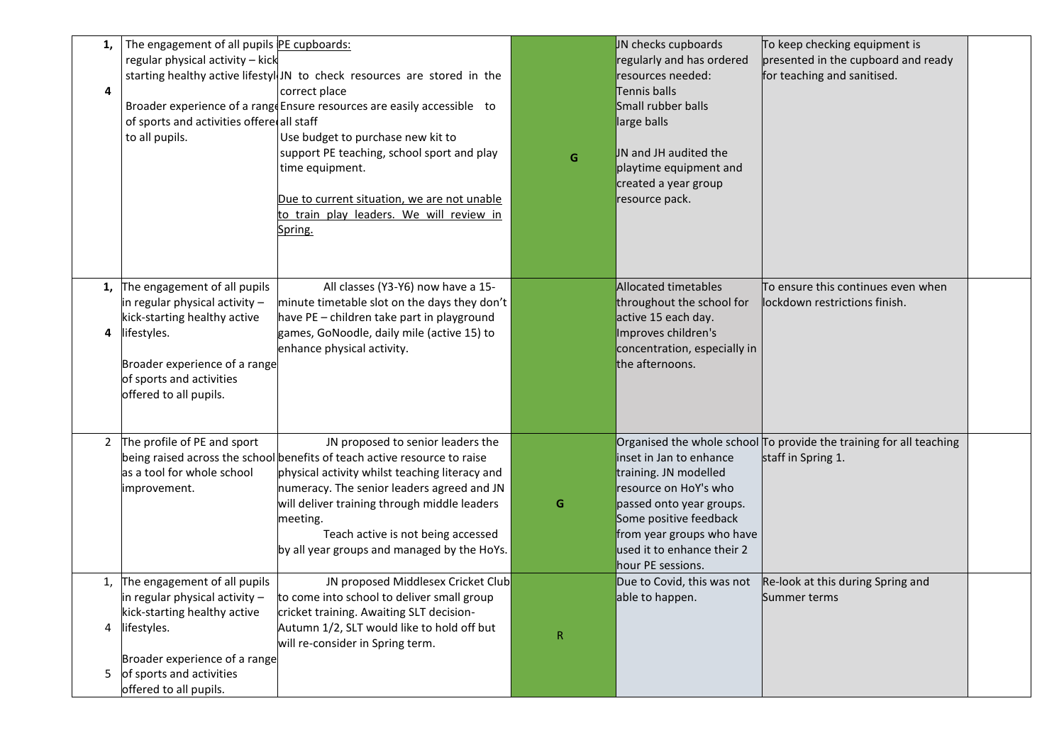| | | | | | | |
|---|---|---|---|---|---|---|
| 1, 4 | The engagement of all pupils regular physical activity – kick starting healthy active lifestyl<br><br>Broader experience of a range of sports and activities offered to all pupils. | PE cupboards:<br><br>JN to check resources are stored in the correct place<br>Ensure resources are easily accessible to all staff<br>Use budget to purchase new kit to support PE teaching, school sport and play time equipment.<br><br>Due to current situation, we are not unable to train play leaders. We will review in Spring. | G | JN checks cupboards regularly and has ordered resources needed:<br>Tennis balls<br>Small rubber balls<br>large balls<br><br>JN and JH audited the playtime equipment and created a year group resource pack. | To keep checking equipment is presented in the cupboard and ready for teaching and sanitised. | |
| 1, 4 | The engagement of all pupils in regular physical activity – kick-starting healthy active lifestyles.<br><br>Broader experience of a range of sports and activities offered to all pupils. | All classes (Y3-Y6) now have a 15-minute timetable slot on the days they don't have PE – children take part in playground games, GoNoodle, daily mile (active 15) to enhance physical activity. | | Allocated timetables throughout the school for active 15 each day.<br>Improves children's concentration, especially in the afternoons. | To ensure this continues even when lockdown restrictions finish. | |
| 2 | The profile of PE and sport being raised across the school as a tool for whole school improvement. | JN proposed to senior leaders the benefits of teach active resource to raise physical activity whilst teaching literacy and numeracy. The senior leaders agreed and JN will deliver training through middle leaders meeting.<br>Teach active is not being accessed by all year groups and managed by the HoYs. | G | Organised the whole school inset in Jan to enhance training. JN modelled resource on HoY's who passed onto year groups. Some positive feedback from year groups who have used it to enhance their 2 hour PE sessions. | To provide the training for all teaching staff in Spring 1. | |
| 1, 4, 5 | The engagement of all pupils in regular physical activity – kick-starting healthy active lifestyles.<br><br>Broader experience of a range of sports and activities offered to all pupils. | JN proposed Middlesex Cricket Club to come into school to deliver small group cricket training. Awaiting SLT decision- Autumn 1/2, SLT would like to hold off but will re-consider in Spring term. | R | Due to Covid, this was not able to happen. | Re-look at this during Spring and Summer terms | |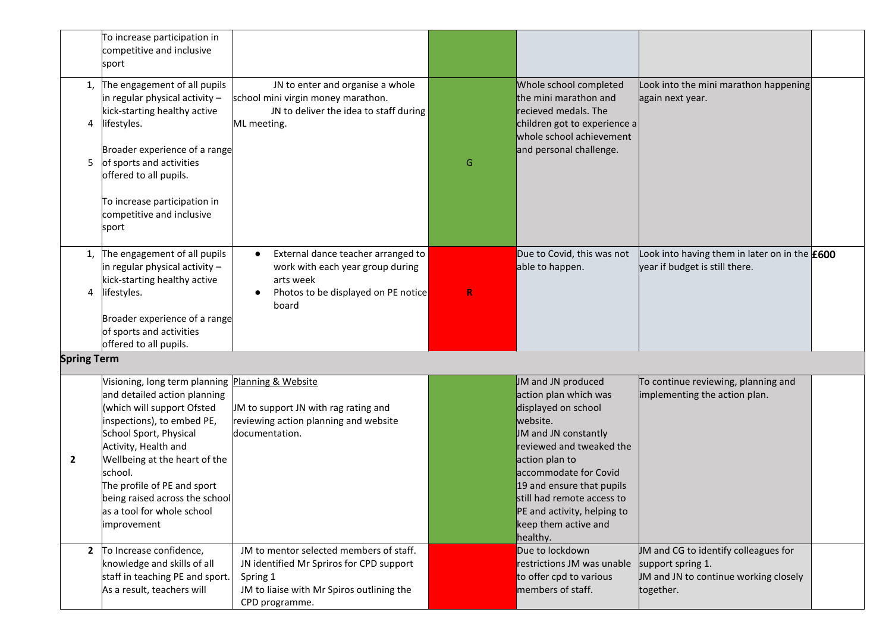| | | | | | | |
|---|---|---|---|---|---|---|
| | To increase participation in competitive and inclusive sport | | | | | |
| 1, 4 5 | The engagement of all pupils in regular physical activity – kick-starting healthy active lifestyles.<br><br>Broader experience of a range of sports and activities offered to all pupils.<br><br>To increase participation in competitive and inclusive sport | JN to enter and organise a whole school mini virgin money marathon.<br>JN to deliver the idea to staff during ML meeting. | G | Whole school completed the mini marathon and recieved medals. The children got to experience a whole school achievement and personal challenge. | Look into the mini marathon happening again next year. | |
| 1, 4 | The engagement of all pupils in regular physical activity – kick-starting healthy active lifestyles.<br><br>Broader experience of a range of sports and activities offered to all pupils. | • External dance teacher arranged to work with each year group during arts week<br>• Photos to be displayed on PE notice board | R | Due to Covid, this was not able to happen. | Look into having them in later on in the year if budget is still there. | **£600** |
| **Spring Term** | | | | | | |
| 2 | Visioning, long term planning and detailed action planning (which will support Ofsted inspections), to embed PE, School Sport, Physical Activity, Health and Wellbeing at the heart of the school.<br>The profile of PE and sport being raised across the school as a tool for whole school improvement | Planning & Website<br><br>JM to support JN with rag rating and reviewing action planning and website documentation. | | JM and JN produced action plan which was displayed on school website.<br>JM and JN constantly reviewed and tweaked the action plan to accommodate for Covid 19 and ensure that pupils still had remote access to PE and activity, helping to keep them active and healthy. | To continue reviewing, planning and implementing the action plan. | |
| **2** | To Increase confidence, knowledge and skills of all staff in teaching PE and sport. As a result, teachers will | JM to mentor selected members of staff.<br>JN identified Mr Spriros for CPD support Spring 1<br>JM to liaise with Mr Spiros outlining the CPD programme. | | Due to lockdown restrictions JM was unable to offer cpd to various members of staff. | JM and CG to identify colleagues for support spring 1.<br>JM and JN to continue working closely together. | |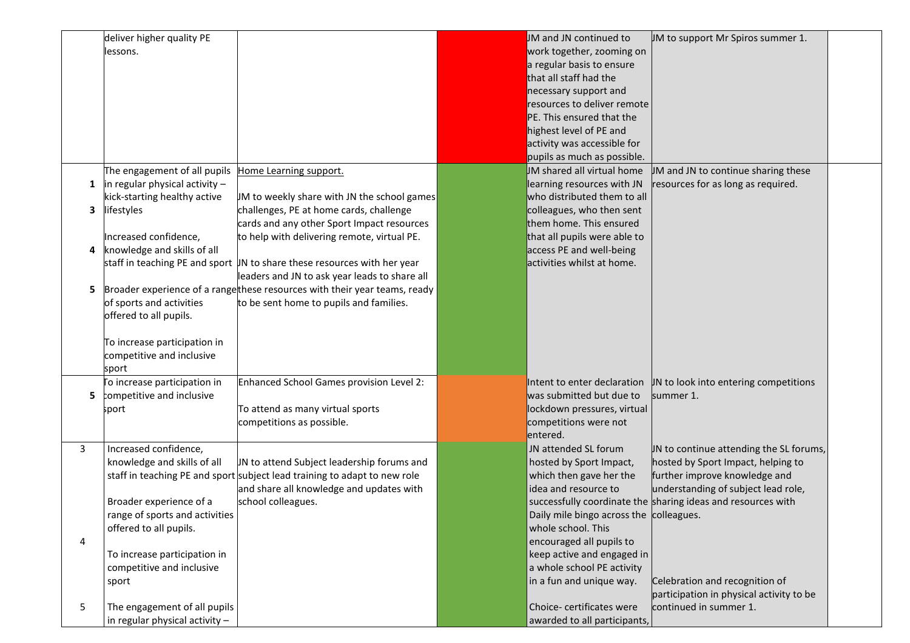| | | | | | | |
|---|---|---|---|---|---|---|
| | deliver higher quality PE lessons. | | | JM and JN continued to work together, zooming on a regular basis to ensure that all staff had the necessary support and resources to deliver remote PE. This ensured that the highest level of PE and activity was accessible for pupils as much as possible. | JM to support Mr Spiros summer 1. | |
| 1<br><br>3<br><br>4<br><br>5 | The engagement of all pupils in regular physical activity – kick-starting healthy active lifestyles<br><br>Increased confidence, knowledge and skills of all staff in teaching PE and sport<br><br>Broader experience of a range of sports and activities offered to all pupils.<br><br>To increase participation in competitive and inclusive sport | Home Learning support.<br><br>JM to weekly share with JN the school games challenges, PE at home cards, challenge cards and any other Sport Impact resources to help with delivering remote, virtual PE.<br><br>JN to share these resources with her year leaders and JN to ask year leads to share all these resources with their year teams, ready to be sent home to pupils and families. | | JM shared all virtual home learning resources with JN who distributed them to all colleagues, who then sent them home. This ensured that all pupils were able to access PE and well-being activities whilst at home. | JM and JN to continue sharing these resources for as long as required. | |
| 5 | To increase participation in competitive and inclusive sport | Enhanced School Games provision Level 2:<br><br>To attend as many virtual sports competitions as possible. | | Intent to enter declaration was submitted but due to lockdown pressures, virtual competitions were not entered. | JN to look into entering competitions summer 1. | |
| 3<br><br>4<br><br>5 | Increased confidence, knowledge and skills of all staff in teaching PE and sport<br><br>Broader experience of a range of sports and activities offered to all pupils.<br><br>To increase participation in competitive and inclusive sport<br><br>The engagement of all pupils in regular physical activity – | JN to attend Subject leadership forums and subject lead training to adapt to new role and share all knowledge and updates with school colleagues. | | JN attended SL forum hosted by Sport Impact, which then gave her the idea and resource to successfully coordinate the Daily mile bingo across the whole school. This encouraged all pupils to keep active and engaged in a whole school PE activity in a fun and unique way.<br><br>Choice- certificates were awarded to all participants, | JN to continue attending the SL forums, hosted by Sport Impact, helping to further improve knowledge and understanding of subject lead role, sharing ideas and resources with colleagues.<br><br>Celebration and recognition of participation in physical activity to be continued in summer 1. | |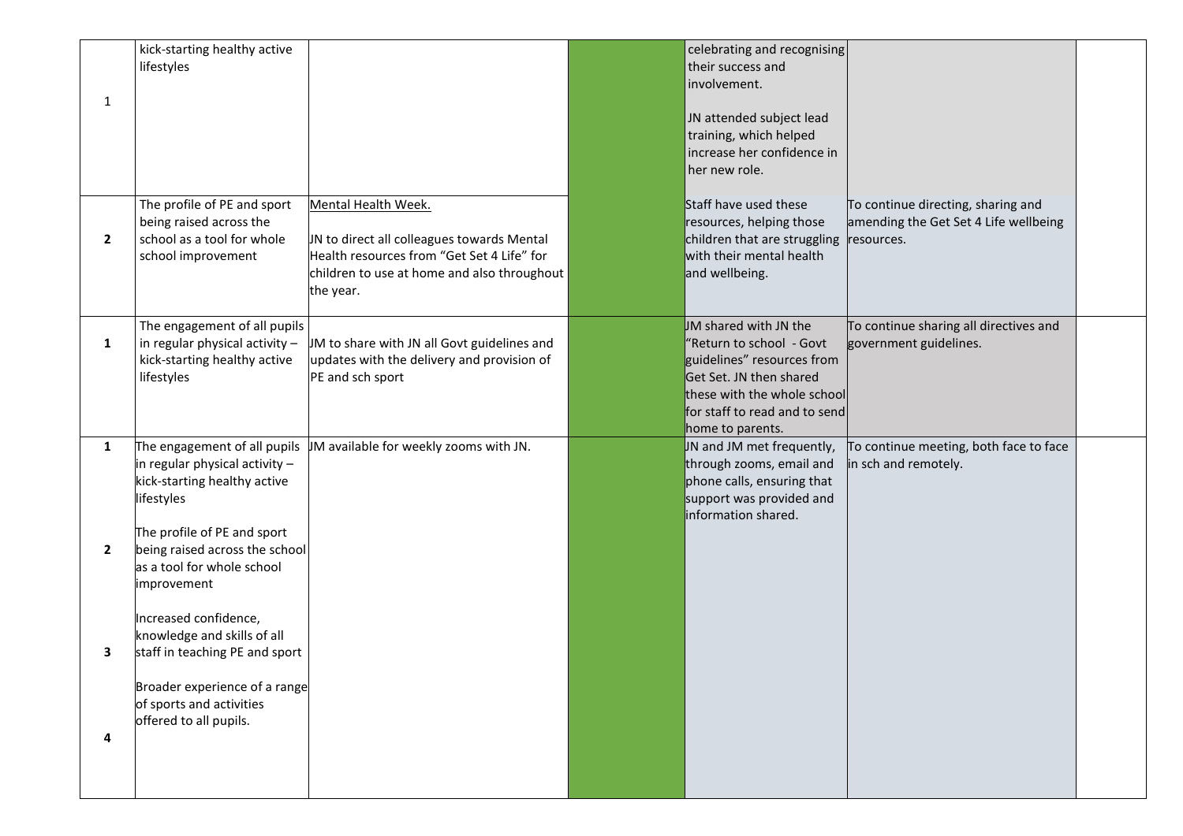| | | | | | | |
|---|---|---|---|---|---|---|
| 1 | kick-starting healthy active lifestyles | | | celebrating and recognising their success and involvement.<br><br>JN attended subject lead training, which helped increase her confidence in her new role. | | |
| **2** | The profile of PE and sport being raised across the school as a tool for whole school improvement | Mental Health Week.<br><br>JN to direct all colleagues towards Mental Health resources from "Get Set 4 Life" for children to use at home and also throughout the year. | | Staff have used these resources, helping those children that are struggling with their mental health and wellbeing. | To continue directing, sharing and amending the Get Set 4 Life wellbeing resources. | |
| **1** | The engagement of all pupils in regular physical activity – kick-starting healthy active lifestyles | JM to share with JN all Govt guidelines and updates with the delivery and provision of PE and sch sport | | JM shared with JN the "Return to school - Govt guidelines" resources from Get Set. JN then shared these with the whole school for staff to read and to send home to parents. | To continue sharing all directives and government guidelines. | |
| **1**<br><br>**2**<br><br>**3**<br><br>**4** | The engagement of all pupils in regular physical activity – kick-starting healthy active lifestyles<br><br>The profile of PE and sport being raised across the school as a tool for whole school improvement<br><br>Increased confidence, knowledge and skills of all staff in teaching PE and sport<br><br>Broader experience of a range of sports and activities offered to all pupils. | JM available for weekly zooms with JN. | | JN and JM met frequently, through zooms, email and phone calls, ensuring that support was provided and information shared. | To continue meeting, both face to face in sch and remotely. | |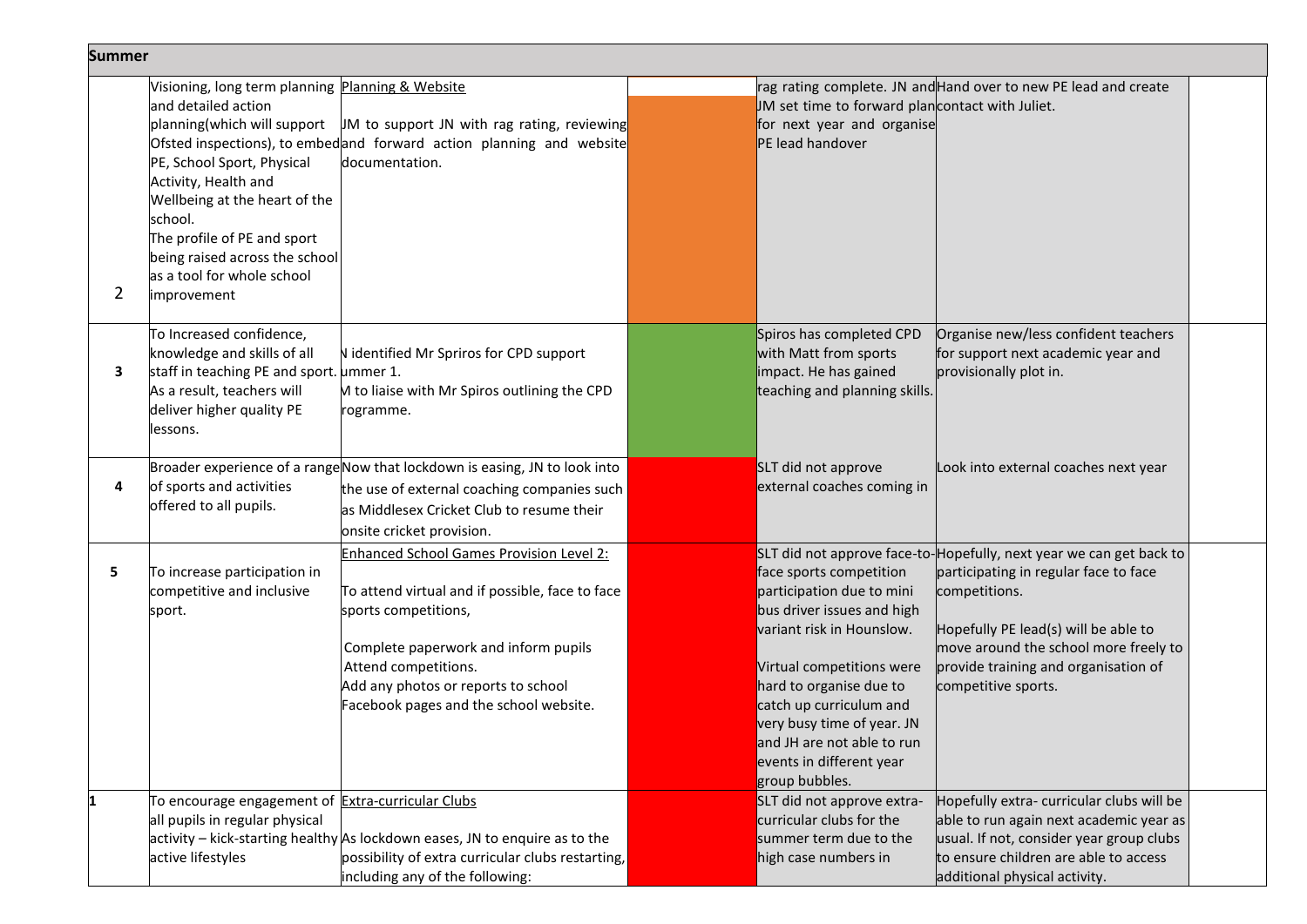| Summer | | | | | | |
|---|---|---|---|---|---|---|
| 2 | Visioning, long term planning and detailed action planning(which will support Ofsted inspections), to embed PE, School Sport, Physical Activity, Health and Wellbeing at the heart of the school.<br>The profile of PE and sport being raised across the school as a tool for whole school improvement | Planning & Website<br><br>JM to support JN with rag rating, reviewing and forward action planning and website documentation. | | rag rating complete. JN and JM set time to forward plan for next year and organise PE lead handover | Hand over to new PE lead and create contact with Juliet. | |
| 3 | To Increased confidence, knowledge and skills of all staff in teaching PE and sport.<br>As a result, teachers will deliver higher quality PE lessons. | N identified Mr Spriros for CPD support ummer 1.<br>M to liaise with Mr Spiros outlining the CPD rogramme. | | Spiros has completed CPD with Matt from sports impact. He has gained teaching and planning skills. | Organise new/less confident teachers for support next academic year and provisionally plot in. | |
| 4 | Broader experience of a range of sports and activities offered to all pupils. | Now that lockdown is easing, JN to look into the use of external coaching companies such as Middlesex Cricket Club to resume their onsite cricket provision. | | SLT did not approve external coaches coming in | Look into external coaches next year | |
| 5 | To increase participation in competitive and inclusive sport. | Enhanced School Games Provision Level 2:<br><br>To attend virtual and if possible, face to face sports competitions,<br><br>Complete paperwork and inform pupils<br>Attend competitions.<br>Add any photos or reports to school Facebook pages and the school website. | | SLT did not approve face-to-face sports competition participation due to mini bus driver issues and high variant risk in Hounslow.<br><br>Virtual competitions were hard to organise due to catch up curriculum and very busy time of year. JN and JH are not able to run events in different year group bubbles. | Hopefully, next year we can get back to participating in regular face to face competitions.<br><br>Hopefully PE lead(s) will be able to move around the school more freely to provide training and organisation of competitive sports. | |
| 1 | To encourage engagement of all pupils in regular physical activity – kick-starting healthy active lifestyles | Extra-curricular Clubs<br><br>As lockdown eases, JN to enquire as to the possibility of extra curricular clubs restarting, including any of the following: | | SLT did not approve extra-curricular clubs for the summer term due to the high case numbers in | Hopefully extra- curricular clubs will be able to run again next academic year as usual. If not, consider year group clubs to ensure children are able to access additional physical activity. | |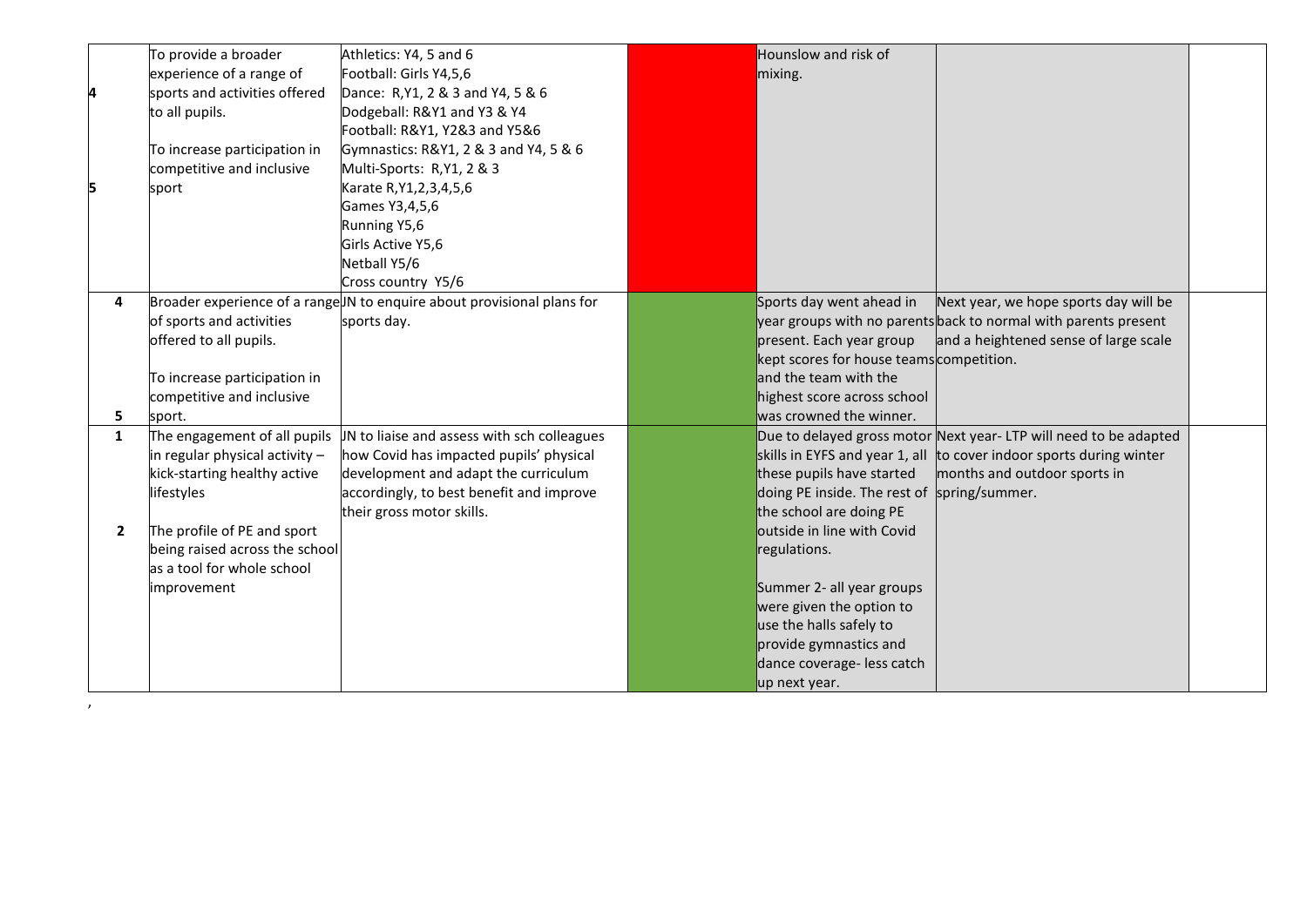| | | | | | | |
|---|---|---|---|---|---|---|
| 4<br><br>5 | To provide a broader experience of a range of sports and activities offered to all pupils.<br><br>To increase participation in competitive and inclusive sport | Athletics: Y4, 5 and 6<br>Football: Girls Y4,5,6<br>Dance: R,Y1, 2 & 3 and Y4, 5 & 6<br>Dodgeball: R&Y1 and Y3 & Y4<br>Football: R&Y1, Y2&3 and Y5&6<br>Gymnastics: R&Y1, 2 & 3 and Y4, 5 & 6<br>Multi-Sports: R,Y1, 2 & 3<br>Karate R,Y1,2,3,4,5,6<br>Games Y3,4,5,6<br>Running Y5,6<br>Girls Active Y5,6<br>Netball Y5/6<br>Cross country Y5/6 | | Hounslow and risk of mixing. | | |
| 4<br><br>5 | Broader experience of a range of sports and activities offered to all pupils.<br><br>To increase participation in competitive and inclusive sport. | JN to enquire about provisional plans for sports day. | | Sports day went ahead in year groups with no parents present. Each year group kept scores for house teams and the team with the highest score across school was crowned the winner. | Next year, we hope sports day will be back to normal with parents present and a heightened sense of large scale competition. | |
| 1<br><br>2 | The engagement of all pupils in regular physical activity – kick-starting healthy active lifestyles<br><br>The profile of PE and sport being raised across the school as a tool for whole school improvement | JN to liaise and assess with sch colleagues how Covid has impacted pupils' physical development and adapt the curriculum accordingly, to best benefit and improve their gross motor skills. | | Due to delayed gross motor skills in EYFS and year 1, all these pupils have started doing PE inside. The rest of the school are doing PE outside in line with Covid regulations.<br><br>Summer 2- all year groups were given the option to use the halls safely to provide gymnastics and dance coverage- less catch up next year. | Next year- LTP will need to be adapted to cover indoor sports during winter months and outdoor sports in spring/summer. | |

,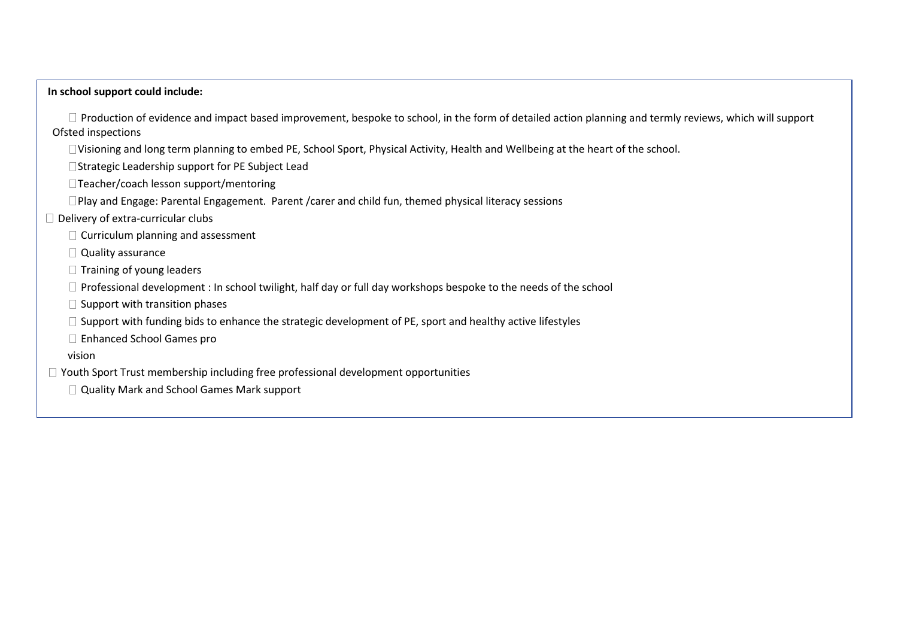**In school support could include:**

- Production of evidence and impact based improvement, bespoke to school, in the form of detailed action planning and termly reviews, which will support Ofsted inspections
- Visioning and long term planning to embed PE, School Sport, Physical Activity, Health and Wellbeing at the heart of the school.
- Strategic Leadership support for PE Subject Lead
- Teacher/coach lesson support/mentoring
- Play and Engage: Parental Engagement. Parent /carer and child fun, themed physical literacy sessions
- Delivery of extra-curricular clubs
- Curriculum planning and assessment
- Quality assurance
- Training of young leaders
- Professional development : In school twilight, half day or full day workshops bespoke to the needs of the school
- Support with transition phases
- Support with funding bids to enhance the strategic development of PE, sport and healthy active lifestyles
- Enhanced School Games pro vision
- Youth Sport Trust membership including free professional development opportunities
- Quality Mark and School Games Mark support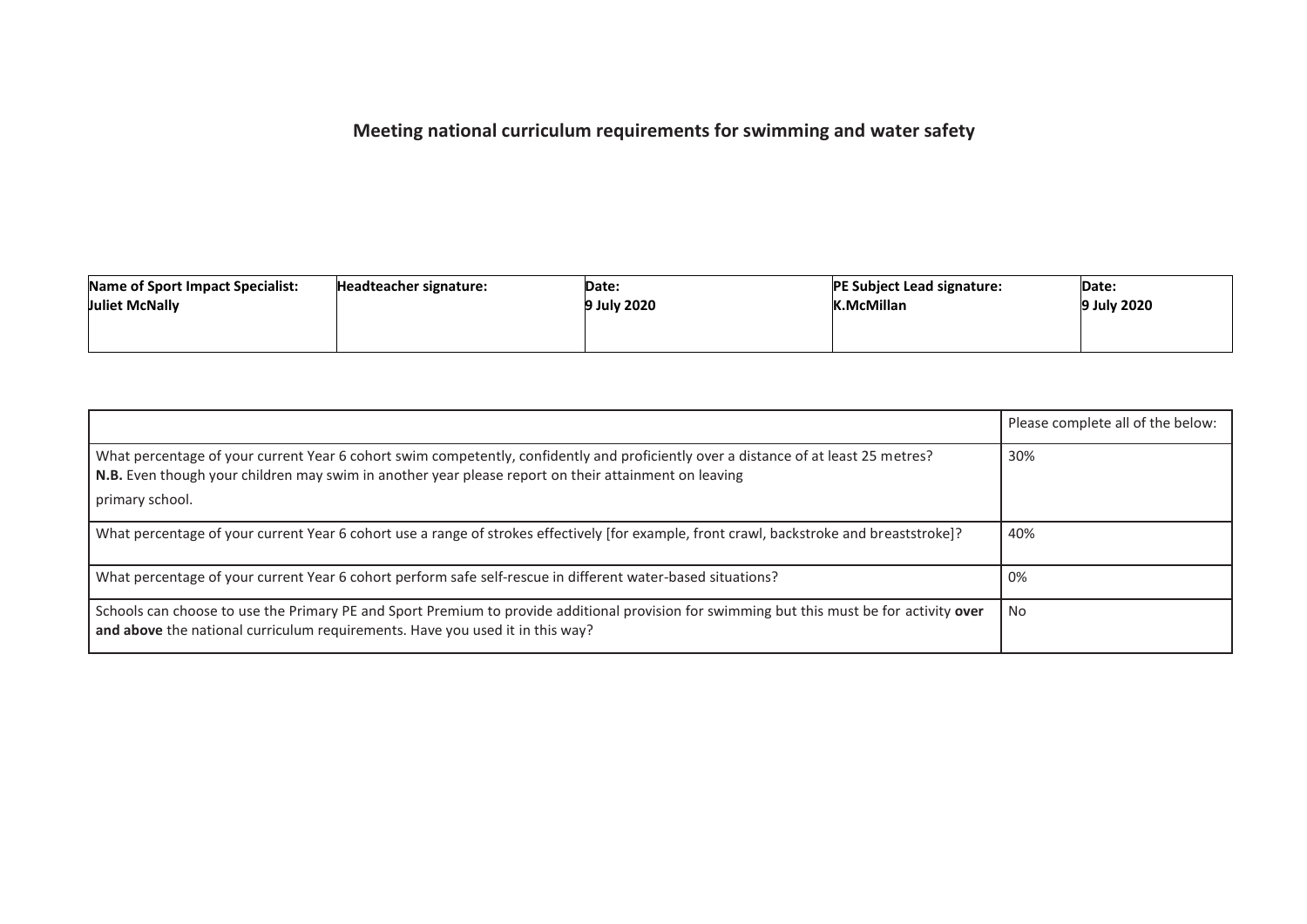## Meeting national curriculum requirements for swimming and water safety

| **Name of Sport Impact Specialist:** **Juliet McNally** | **Headteacher signature:** | **Date:** **9 July 2020** | **PE Subject Lead signature:** **K.McMillan** | **Date:** **9 July 2020** |
|---|---|---|---|---|

| | Please complete all of the below: |
|---|---|
| What percentage of your current Year 6 cohort swim competently, confidently and proficiently over a distance of at least 25 metres? **N.B.** Even though your children may swim in another year please report on their attainment on leaving primary school. | 30% |
| What percentage of your current Year 6 cohort use a range of strokes effectively [for example, front crawl, backstroke and breaststroke]? | 40% |
| What percentage of your current Year 6 cohort perform safe self-rescue in different water-based situations? | 0% |
| Schools can choose to use the Primary PE and Sport Premium to provide additional provision for swimming but this must be for activity **over and above** the national curriculum requirements. Have you used it in this way? | No |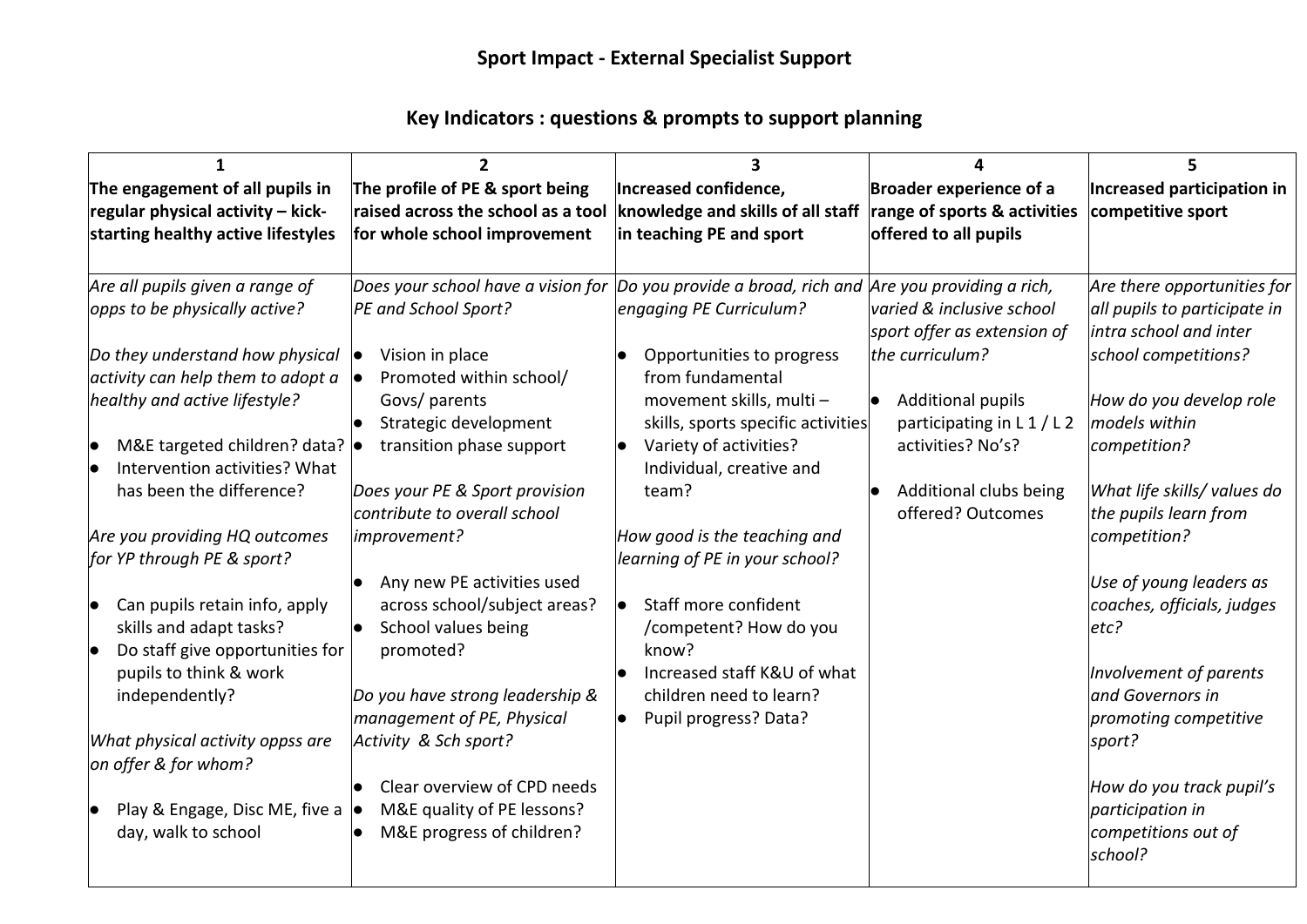## Sport Impact - External Specialist Support

## Key Indicators : questions & prompts to support planning

| 1<br>**The engagement of all pupils in regular physical activity – kick-starting healthy active lifestyles** | 2<br>**The profile of PE & sport being raised across the school as a tool for whole school improvement** | 3<br>**Increased confidence, knowledge and skills of all staff in teaching PE and sport** | 4<br>**Broader experience of a range of sports & activities offered to all pupils** | 5<br>**Increased participation in competitive sport** |
|---|---|---|---|---|
| *Are all pupils given a range of opps to be physically active?*<br><br>*Do they understand how physical activity can help them to adopt a healthy and active lifestyle?*<br><br>● M&E targeted children? data?<br>● Intervention activities? What has been the difference?<br><br>*Are you providing HQ outcomes for YP through PE & sport?*<br><br>● Can pupils retain info, apply skills and adapt tasks?<br>● Do staff give opportunities for pupils to think & work independently?<br><br>*What physical activity oppss are on offer & for whom?*<br><br>● Play & Engage, Disc ME, five a day, walk to school | *Does your school have a vision for PE and School Sport?*<br><br>● Vision in place<br>● Promoted within school/ Govs/ parents<br>● Strategic development<br>● transition phase support<br><br>*Does your PE & Sport provision contribute to overall school improvement?*<br><br>● Any new PE activities used across school/subject areas?<br>● School values being promoted?<br><br>*Do you have strong leadership & management of PE, Physical Activity & Sch sport?*<br><br>● Clear overview of CPD needs<br>● M&E quality of PE lessons?<br>● M&E progress of children? | *Do you provide a broad, rich and engaging PE Curriculum?*<br><br>● Opportunities to progress from fundamental movement skills, multi – skills, sports specific activities<br>● Variety of activities? Individual, creative and team?<br><br>*How good is the teaching and learning of PE in your school?*<br><br>● Staff more confident /competent? How do you know?<br>● Increased staff K&U of what children need to learn?<br>● Pupil progress? Data? | *Are you providing a rich, varied & inclusive school sport offer as extension of the curriculum?*<br><br>● Additional pupils participating in L 1 / L 2 activities? No's?<br><br>● Additional clubs being offered? Outcomes | *Are there opportunities for all pupils to participate in intra school and inter school competitions?*<br><br>*How do you develop role models within competition?*<br><br>*What life skills/ values do the pupils learn from competition?*<br><br>*Use of young leaders as coaches, officials, judges etc?*<br><br>*Involvement of parents and Governors in promoting competitive sport?*<br><br>*How do you track pupil's participation in competitions out of school?* |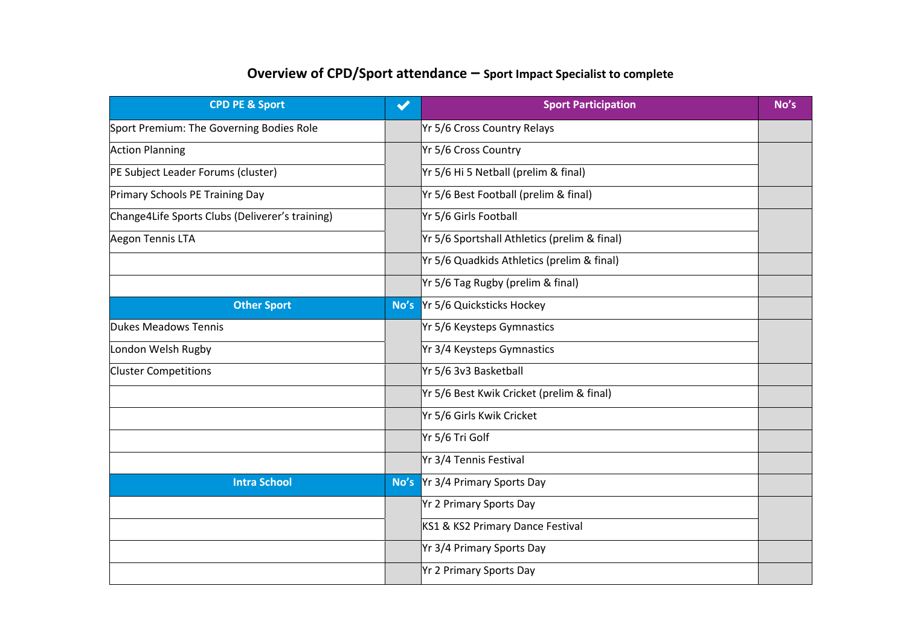## Overview of CPD/Sport attendance – Sport Impact Specialist to complete

| CPD PE & Sport | ✔ | Sport Participation | No's |
|---|---|---|---|
| Sport Premium: The Governing Bodies Role | | Yr 5/6 Cross Country Relays | |
| Action Planning | | Yr 5/6 Cross Country | |
| PE Subject Leader Forums (cluster) | | Yr 5/6 Hi 5 Netball (prelim & final) | |
| Primary Schools PE Training Day | | Yr 5/6 Best Football (prelim & final) | |
| Change4Life Sports Clubs (Deliverer's training) | | Yr 5/6 Girls Football | |
| Aegon Tennis LTA | | Yr 5/6 Sportshall Athletics (prelim & final) | |
| | | Yr 5/6 Quadkids Athletics (prelim & final) | |
| | | Yr 5/6 Tag Rugby (prelim & final) | |
| **Other Sport** | **No's** | Yr 5/6 Quicksticks Hockey | |
| Dukes Meadows Tennis | | Yr 5/6 Keysteps Gymnastics | |
| London Welsh Rugby | | Yr 3/4 Keysteps Gymnastics | |
| Cluster Competitions | | Yr 5/6 3v3 Basketball | |
| | | Yr 5/6 Best Kwik Cricket (prelim & final) | |
| | | Yr 5/6 Girls Kwik Cricket | |
| | | Yr 5/6 Tri Golf | |
| | | Yr 3/4 Tennis Festival | |
| **Intra School** | **No's** | Yr 3/4 Primary Sports Day | |
| | | Yr 2 Primary Sports Day | |
| | | KS1 & KS2 Primary Dance Festival | |
| | | Yr 3/4 Primary Sports Day | |
| | | Yr 2 Primary Sports Day | |